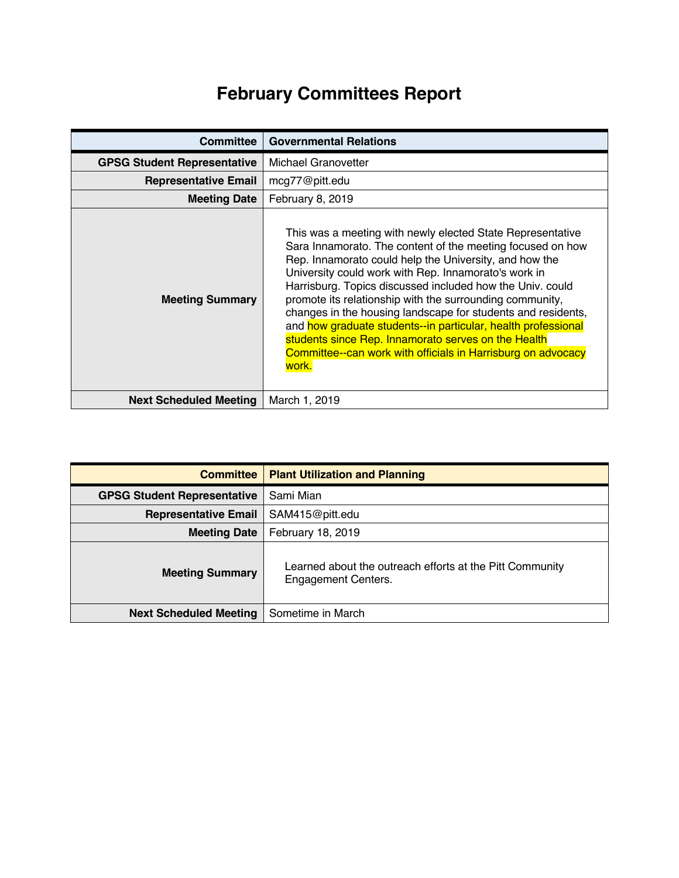# February Committees Report

| Committee | Governmental Relations |
|---|---|
| GPSG Student Representative | Michael Granovetter |
| Representative Email | mcg77@pitt.edu |
| Meeting Date | February 8, 2019 |
| Meeting Summary | This was a meeting with newly elected State Representative Sara Innamorato. The content of the meeting focused on how Rep. Innamorato could help the University, and how the University could work with Rep. Innamorato's work in Harrisburg. Topics discussed included how the Univ. could promote its relationship with the surrounding community, changes in the housing landscape for students and residents, and how graduate students--in particular, health professional students since Rep. Innamorato serves on the Health Committee--can work with officials in Harrisburg on advocacy work. |
| Next Scheduled Meeting | March 1, 2019 |

| Committee | Plant Utilization and Planning |
|---|---|
| GPSG Student Representative | Sami Mian |
| Representative Email | SAM415@pitt.edu |
| Meeting Date | February 18, 2019 |
| Meeting Summary | Learned about the outreach efforts at the Pitt Community Engagement Centers. |
| Next Scheduled Meeting | Sometime in March |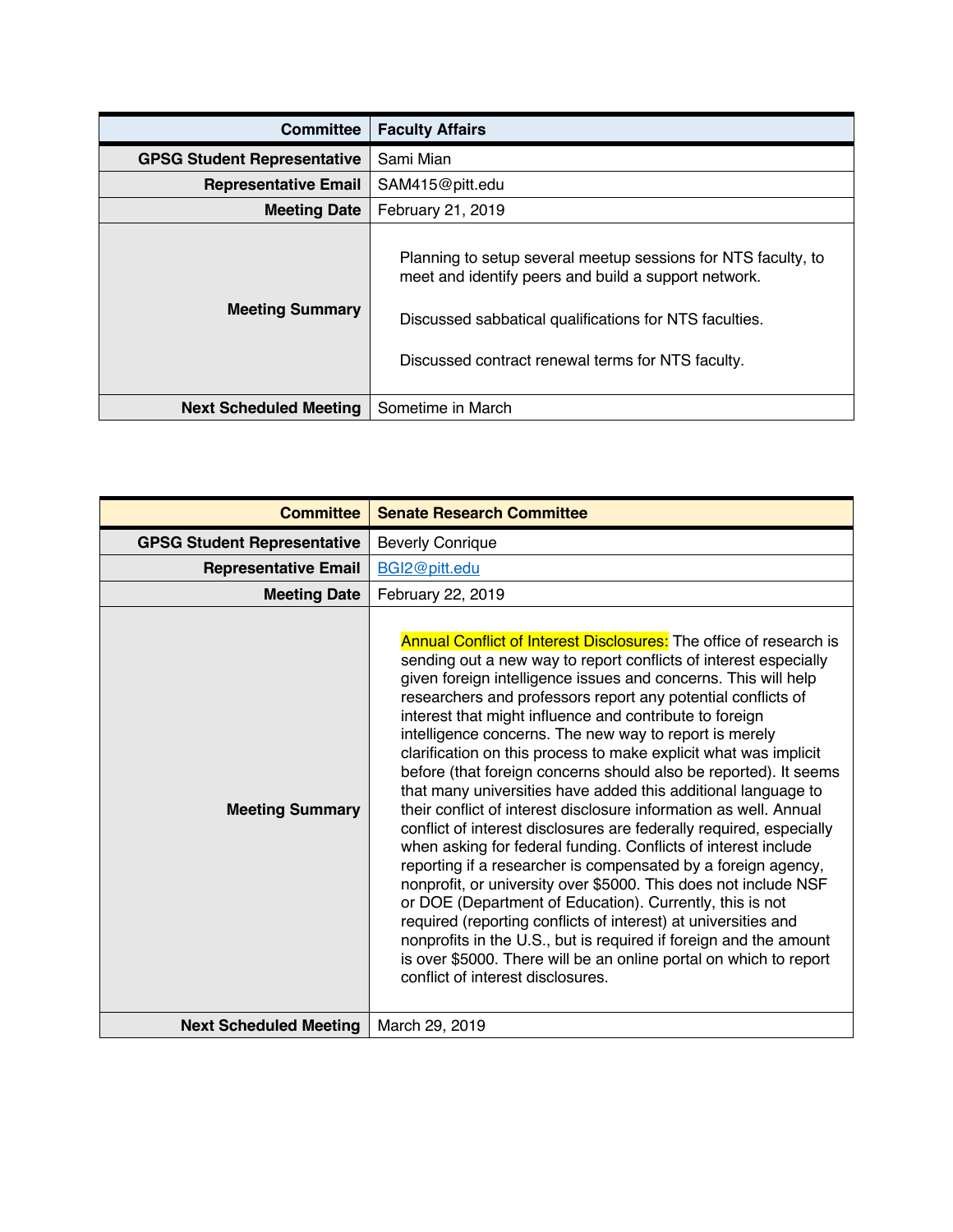| Committee | Faculty Affairs |
| --- | --- |
| GPSG Student Representative | Sami Mian |
| Representative Email | SAM415@pitt.edu |
| Meeting Date | February 21, 2019 |
| Meeting Summary | Planning to setup several meetup sessions for NTS faculty, to meet and identify peers and build a support network.<br><br>Discussed sabbatical qualifications for NTS faculties.<br><br>Discussed contract renewal terms for NTS faculty. |
| Next Scheduled Meeting | Sometime in March |

| Committee | Senate Research Committee |
| --- | --- |
| GPSG Student Representative | Beverly Conrique |
| Representative Email | BGI2@pitt.edu |
| Meeting Date | February 22, 2019 |
| Meeting Summary | Annual Conflict of Interest Disclosures: The office of research is sending out a new way to report conflicts of interest especially given foreign intelligence issues and concerns. This will help researchers and professors report any potential conflicts of interest that might influence and contribute to foreign intelligence concerns. The new way to report is merely clarification on this process to make explicit what was implicit before (that foreign concerns should also be reported). It seems that many universities have added this additional language to their conflict of interest disclosure information as well. Annual conflict of interest disclosures are federally required, especially when asking for federal funding. Conflicts of interest include reporting if a researcher is compensated by a foreign agency, nonprofit, or university over $5000. This does not include NSF or DOE (Department of Education). Currently, this is not required (reporting conflicts of interest) at universities and nonprofits in the U.S., but is required if foreign and the amount is over $5000. There will be an online portal on which to report conflict of interest disclosures. |
| Next Scheduled Meeting | March 29, 2019 |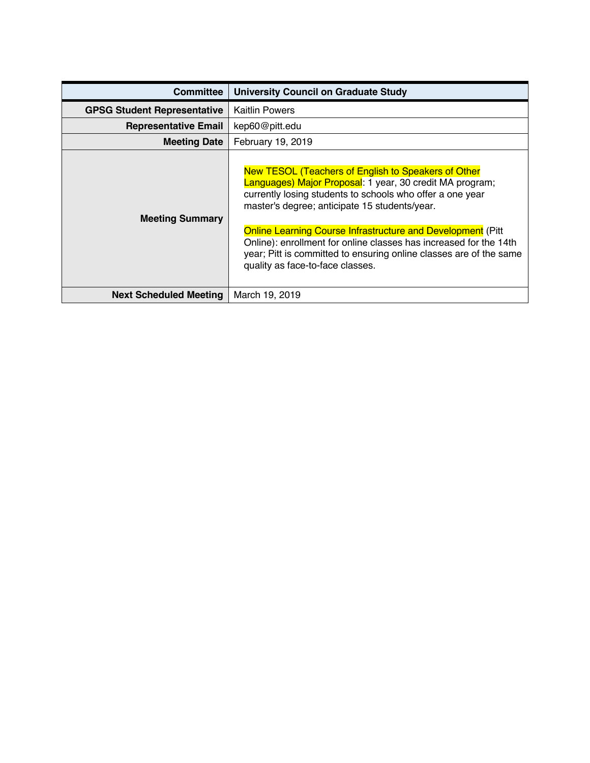| Committee | University Council on Graduate Study |
|---|---|
| GPSG Student Representative | Kaitlin Powers |
| Representative Email | kep60@pitt.edu |
| Meeting Date | February 19, 2019 |
| Meeting Summary | New TESOL (Teachers of English to Speakers of Other Languages) Major Proposal: 1 year, 30 credit MA program; currently losing students to schools who offer a one year master's degree; anticipate 15 students/year.<br><br>Online Learning Course Infrastructure and Development (Pitt Online): enrollment for online classes has increased for the 14th year; Pitt is committed to ensuring online classes are of the same quality as face-to-face classes. |
| Next Scheduled Meeting | March 19, 2019 |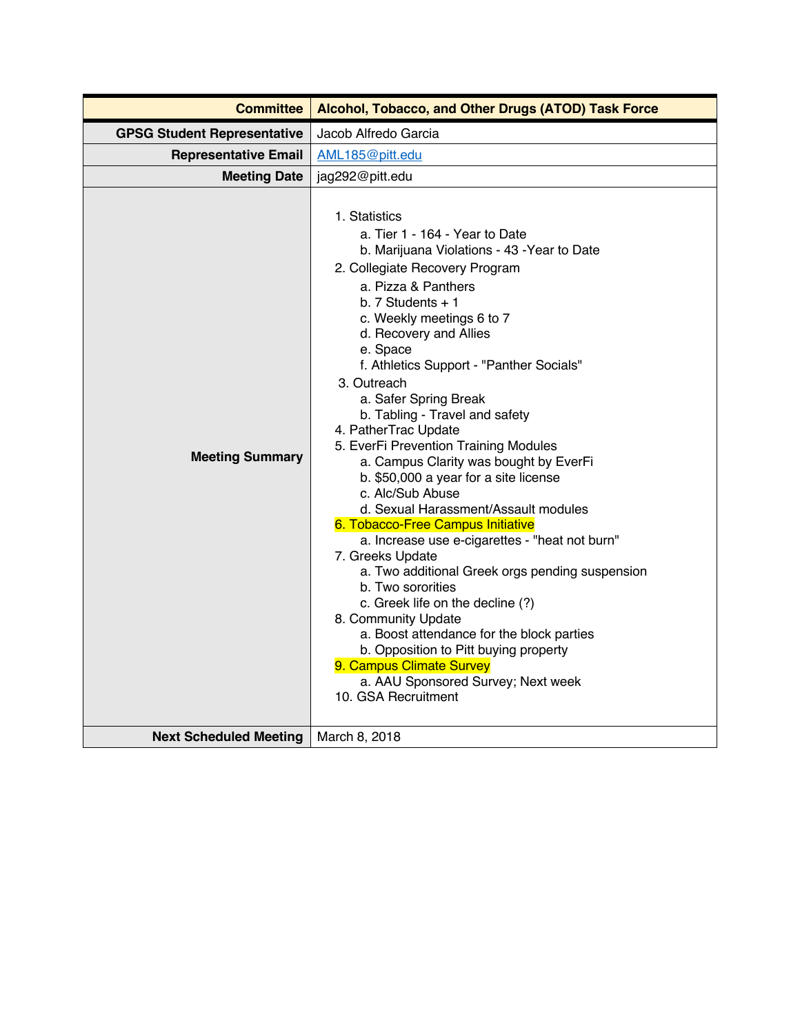| Committee | Alcohol, Tobacco, and Other Drugs (ATOD) Task Force |
|---|---|
| GPSG Student Representative | Jacob Alfredo Garcia |
| Representative Email | AML185@pitt.edu |
| Meeting Date | jag292@pitt.edu |
| Meeting Summary | 1. Statistics<br>a. Tier 1 - 164 - Year to Date<br>b. Marijuana Violations - 43 -Year to Date<br>2. Collegiate Recovery Program<br>a. Pizza & Panthers<br>b. 7 Students + 1<br>c. Weekly meetings 6 to 7<br>d. Recovery and Allies<br>e. Space<br>f. Athletics Support - "Panther Socials"<br>3. Outreach<br>a. Safer Spring Break<br>b. Tabling - Travel and safety<br>4. PatherTrac Update<br>5. EverFi Prevention Training Modules<br>a. Campus Clarity was bought by EverFi<br>b. $50,000 a year for a site license<br>c. Alc/Sub Abuse<br>d. Sexual Harassment/Assault modules<br>6. Tobacco-Free Campus Initiative<br>a. Increase use e-cigarettes - "heat not burn"<br>7. Greeks Update<br>a. Two additional Greek orgs pending suspension<br>b. Two sororities<br>c. Greek life on the decline (?)<br>8. Community Update<br>a. Boost attendance for the block parties<br>b. Opposition to Pitt buying property<br>9. Campus Climate Survey<br>a. AAU Sponsored Survey; Next week<br>10. GSA Recruitment |
| Next Scheduled Meeting | March 8, 2018 |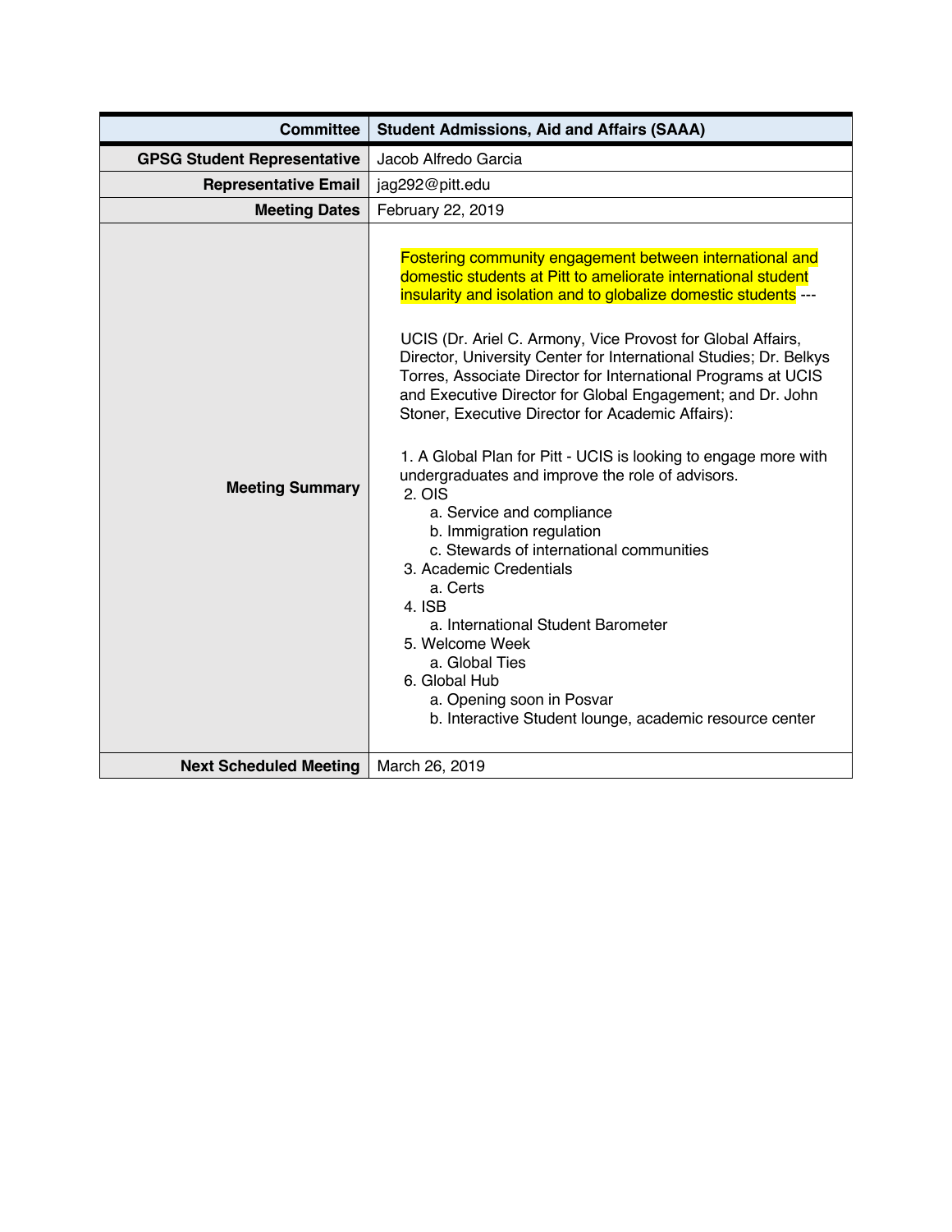| | |
|---|---|
| **Committee** | **Student Admissions, Aid and Affairs (SAAA)** |
| **GPSG Student Representative** | Jacob Alfredo Garcia |
| **Representative Email** | jag292@pitt.edu |
| **Meeting Dates** | February 22, 2019 |
| **Meeting Summary** | Fostering community engagement between international and domestic students at Pitt to ameliorate international student insularity and isolation and to globalize domestic students --- <br><br> UCIS (Dr. Ariel C. Armony, Vice Provost for Global Affairs, Director, University Center for International Studies; Dr. Belkys Torres, Associate Director for International Programs at UCIS and Executive Director for Global Engagement; and Dr. John Stoner, Executive Director for Academic Affairs): <br><br> 1. A Global Plan for Pitt - UCIS is looking to engage more with undergraduates and improve the role of advisors. <br> 2. OIS <br> a. Service and compliance <br> b. Immigration regulation <br> c. Stewards of international communities <br> 3. Academic Credentials <br> a. Certs <br> 4. ISB <br> a. International Student Barometer <br> 5. Welcome Week <br> a. Global Ties <br> 6. Global Hub <br> a. Opening soon in Posvar <br> b. Interactive Student lounge, academic resource center |
| **Next Scheduled Meeting** | March 26, 2019 |